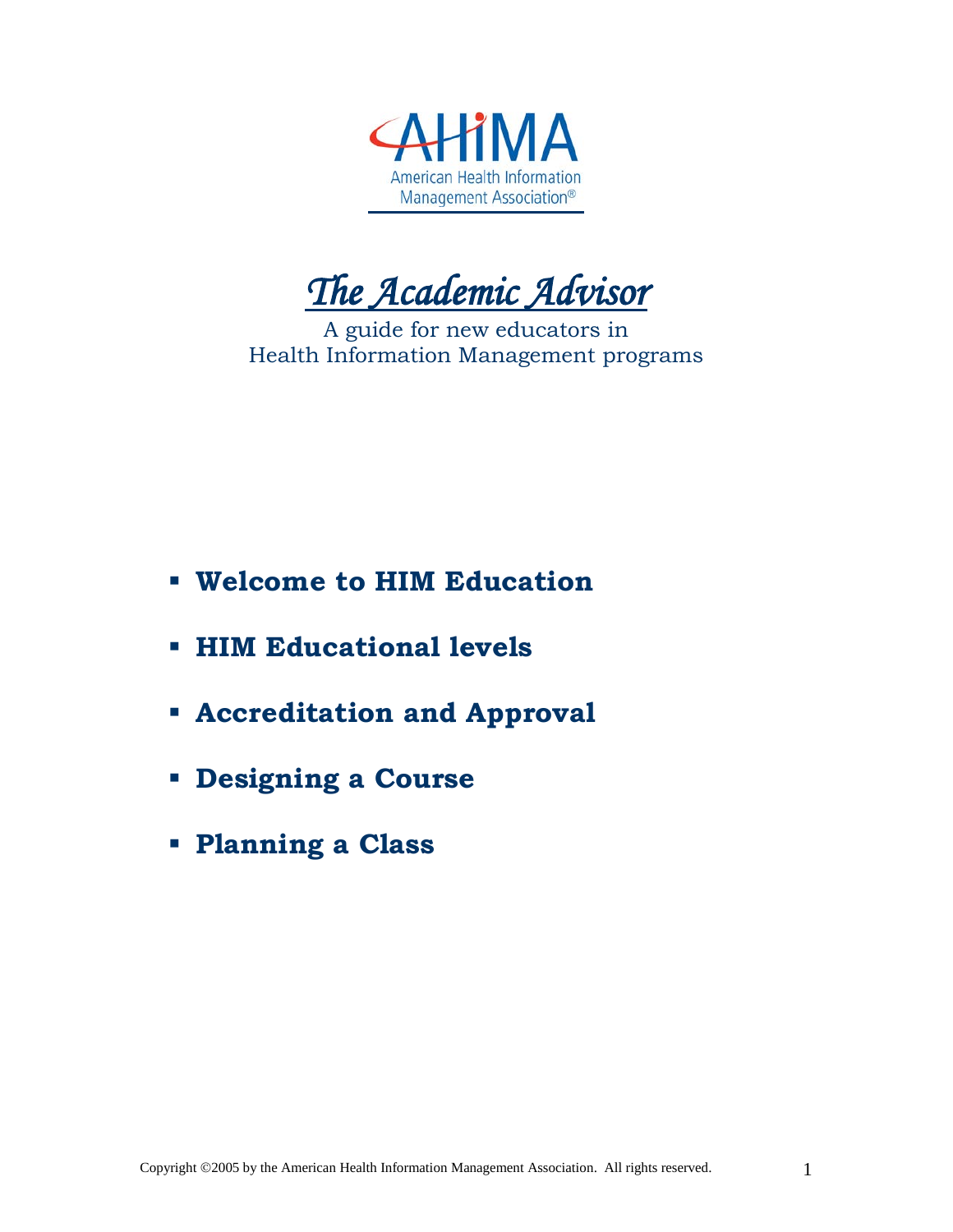AHIMA

American Health Information Management Association®

# *The Academic Advisor*

A guide for new educators in
Health Information Management programs

- **Welcome to HIM Education**
- **HIM Educational levels**
- **Accreditation and Approval**
- **Designing a Course**
- **Planning a Class**

Copyright ©2005 by the American Health Information Management Association. All rights reserved.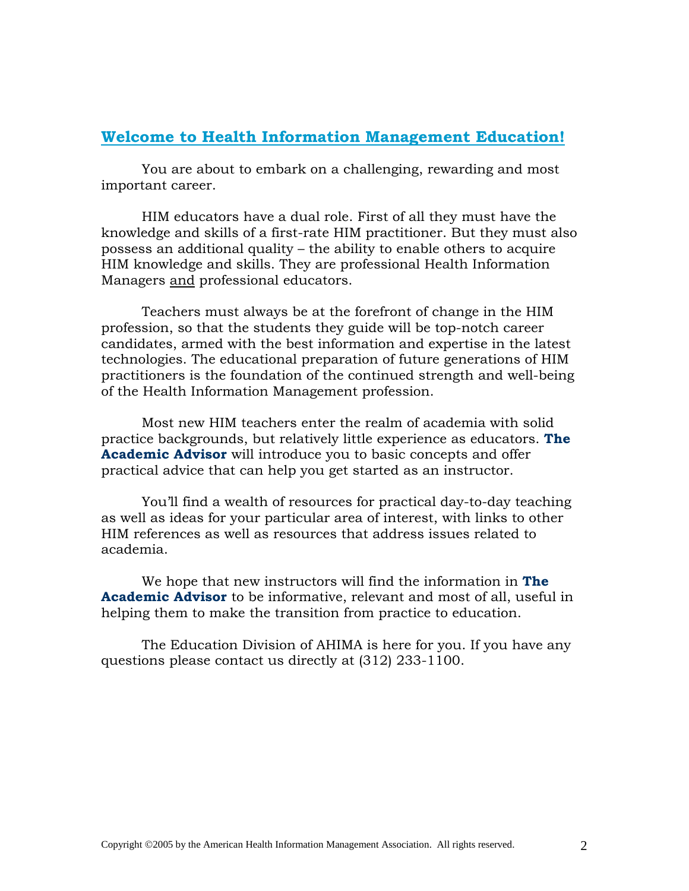## Welcome to Health Information Management Education!

You are about to embark on a challenging, rewarding and most important career.

HIM educators have a dual role. First of all they must have the knowledge and skills of a first-rate HIM practitioner. But they must also possess an additional quality – the ability to enable others to acquire HIM knowledge and skills. They are professional Health Information Managers <u>and</u> professional educators.

Teachers must always be at the forefront of change in the HIM profession, so that the students they guide will be top-notch career candidates, armed with the best information and expertise in the latest technologies. The educational preparation of future generations of HIM practitioners is the foundation of the continued strength and well-being of the Health Information Management profession.

Most new HIM teachers enter the realm of academia with solid practice backgrounds, but relatively little experience as educators. **The Academic Advisor** will introduce you to basic concepts and offer practical advice that can help you get started as an instructor.

You'll find a wealth of resources for practical day-to-day teaching as well as ideas for your particular area of interest, with links to other HIM references as well as resources that address issues related to academia.

We hope that new instructors will find the information in **The Academic Advisor** to be informative, relevant and most of all, useful in helping them to make the transition from practice to education.

The Education Division of AHIMA is here for you. If you have any questions please contact us directly at (312) 233-1100.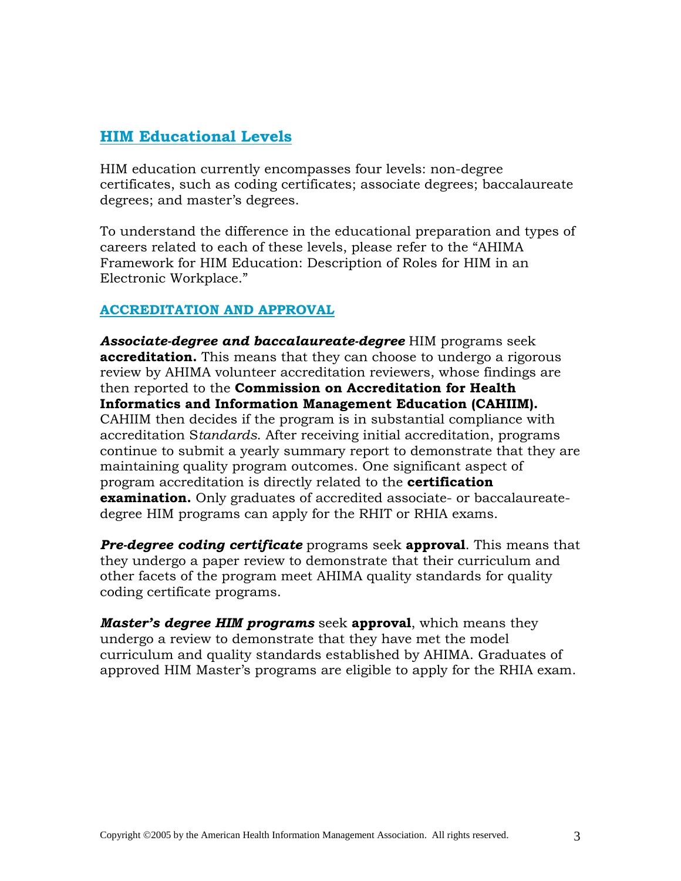## HIM Educational Levels

HIM education currently encompasses four levels: non-degree certificates, such as coding certificates; associate degrees; baccalaureate degrees; and master's degrees.

To understand the difference in the educational preparation and types of careers related to each of these levels, please refer to the "AHIMA Framework for HIM Education: Description of Roles for HIM in an Electronic Workplace."

### ACCREDITATION AND APPROVAL

***Associate-degree and baccalaureate-degree*** HIM programs seek **accreditation.** This means that they can choose to undergo a rigorous review by AHIMA volunteer accreditation reviewers, whose findings are then reported to the **Commission on Accreditation for Health Informatics and Information Management Education (CAHIIM).** CAHIIM then decides if the program is in substantial compliance with accreditation S*tandards*. After receiving initial accreditation, programs continue to submit a yearly summary report to demonstrate that they are maintaining quality program outcomes. One significant aspect of program accreditation is directly related to the **certification examination.** Only graduates of accredited associate- or baccalaureate-degree HIM programs can apply for the RHIT or RHIA exams.

***Pre-degree coding certificate*** programs seek **approval**. This means that they undergo a paper review to demonstrate that their curriculum and other facets of the program meet AHIMA quality standards for quality coding certificate programs.

***Master's degree HIM programs*** seek **approval**, which means they undergo a review to demonstrate that they have met the model curriculum and quality standards established by AHIMA. Graduates of approved HIM Master's programs are eligible to apply for the RHIA exam.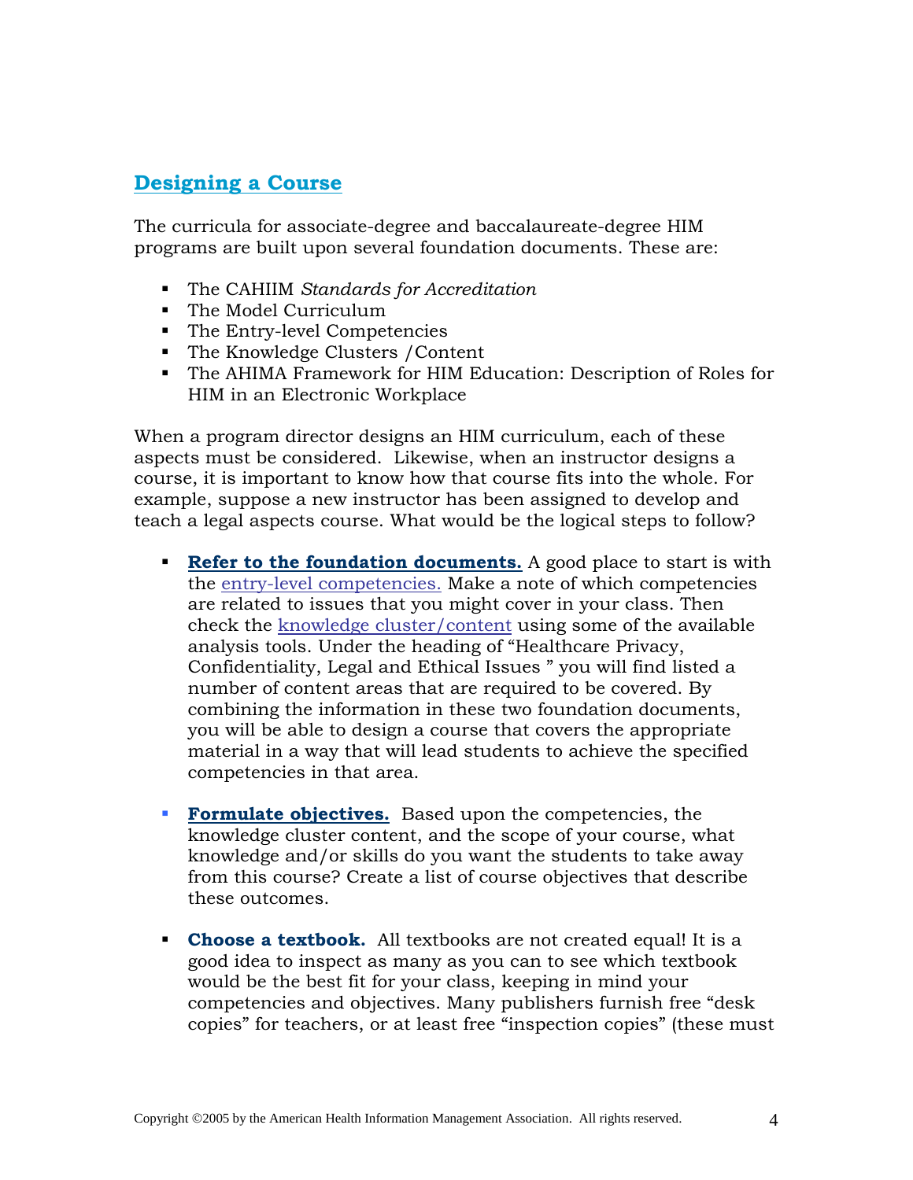## Designing a Course

The curricula for associate-degree and baccalaureate-degree HIM programs are built upon several foundation documents. These are:

- The CAHIIM *Standards for Accreditation*
- The Model Curriculum
- The Entry-level Competencies
- The Knowledge Clusters /Content
- The AHIMA Framework for HIM Education: Description of Roles for HIM in an Electronic Workplace

When a program director designs an HIM curriculum, each of these aspects must be considered. Likewise, when an instructor designs a course, it is important to know how that course fits into the whole. For example, suppose a new instructor has been assigned to develop and teach a legal aspects course. What would be the logical steps to follow?

- **Refer to the foundation documents.** A good place to start is with the entry-level competencies. Make a note of which competencies are related to issues that you might cover in your class. Then check the knowledge cluster/content using some of the available analysis tools. Under the heading of "Healthcare Privacy, Confidentiality, Legal and Ethical Issues " you will find listed a number of content areas that are required to be covered. By combining the information in these two foundation documents, you will be able to design a course that covers the appropriate material in a way that will lead students to achieve the specified competencies in that area.

- **Formulate objectives.** Based upon the competencies, the knowledge cluster content, and the scope of your course, what knowledge and/or skills do you want the students to take away from this course? Create a list of course objectives that describe these outcomes.

- **Choose a textbook.** All textbooks are not created equal! It is a good idea to inspect as many as you can to see which textbook would be the best fit for your class, keeping in mind your competencies and objectives. Many publishers furnish free "desk copies" for teachers, or at least free "inspection copies" (these must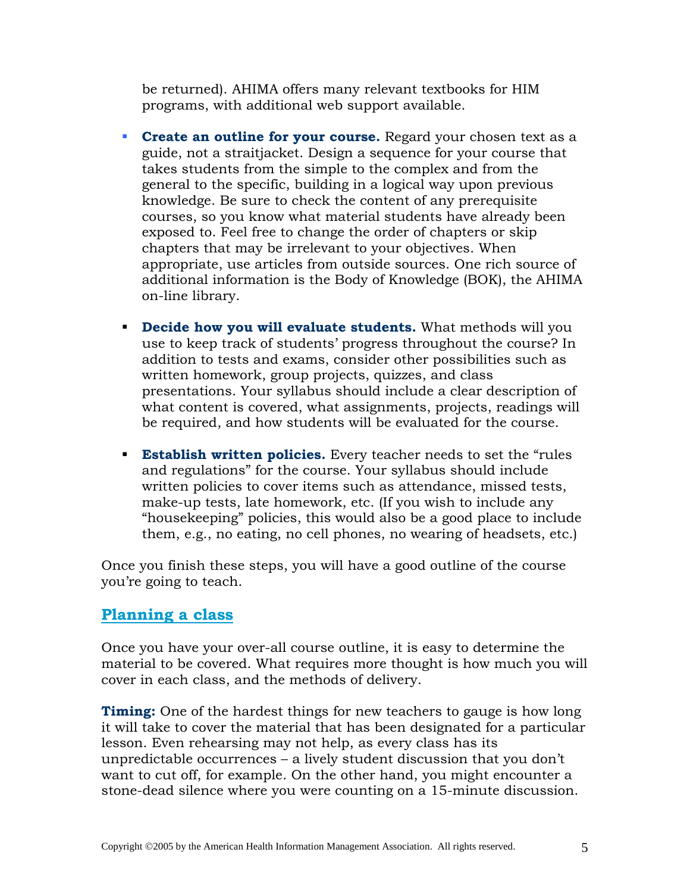be returned). AHIMA offers many relevant textbooks for HIM programs, with additional web support available.

- **Create an outline for your course.** Regard your chosen text as a guide, not a straitjacket. Design a sequence for your course that takes students from the simple to the complex and from the general to the specific, building in a logical way upon previous knowledge. Be sure to check the content of any prerequisite courses, so you know what material students have already been exposed to. Feel free to change the order of chapters or skip chapters that may be irrelevant to your objectives. When appropriate, use articles from outside sources. One rich source of additional information is the Body of Knowledge (BOK), the AHIMA on-line library.

- **Decide how you will evaluate students.** What methods will you use to keep track of students' progress throughout the course? In addition to tests and exams, consider other possibilities such as written homework, group projects, quizzes, and class presentations. Your syllabus should include a clear description of what content is covered, what assignments, projects, readings will be required, and how students will be evaluated for the course.

- **Establish written policies.** Every teacher needs to set the "rules and regulations" for the course. Your syllabus should include written policies to cover items such as attendance, missed tests, make-up tests, late homework, etc. (If you wish to include any "housekeeping" policies, this would also be a good place to include them, e.g., no eating, no cell phones, no wearing of headsets, etc.)

Once you finish these steps, you will have a good outline of the course you're going to teach.

## Planning a class

Once you have your over-all course outline, it is easy to determine the material to be covered. What requires more thought is how much you will cover in each class, and the methods of delivery.

**Timing:** One of the hardest things for new teachers to gauge is how long it will take to cover the material that has been designated for a particular lesson. Even rehearsing may not help, as every class has its unpredictable occurrences – a lively student discussion that you don't want to cut off, for example. On the other hand, you might encounter a stone-dead silence where you were counting on a 15-minute discussion.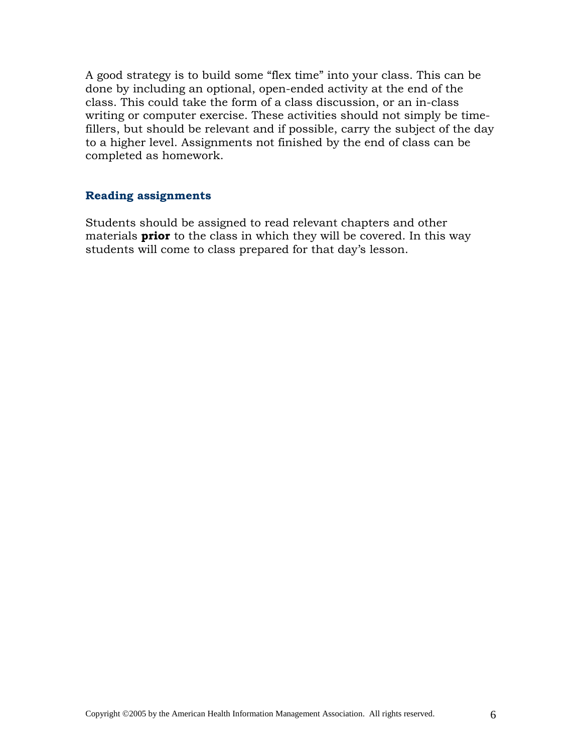A good strategy is to build some "flex time" into your class. This can be done by including an optional, open-ended activity at the end of the class. This could take the form of a class discussion, or an in-class writing or computer exercise. These activities should not simply be time-fillers, but should be relevant and if possible, carry the subject of the day to a higher level. Assignments not finished by the end of class can be completed as homework.

### Reading assignments

Students should be assigned to read relevant chapters and other materials **prior** to the class in which they will be covered. In this way students will come to class prepared for that day's lesson.